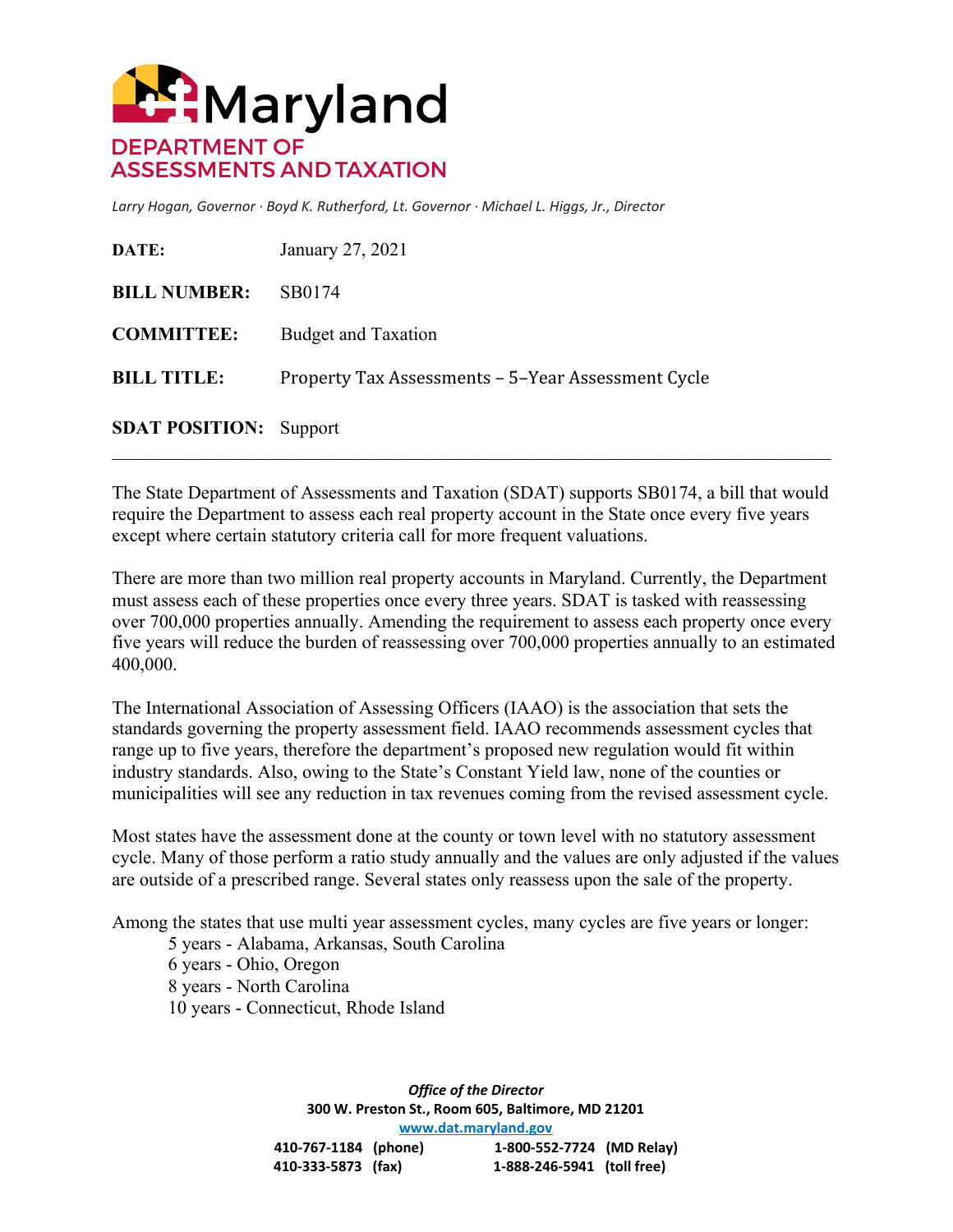# Maryland
## DEPARTMENT OF ASSESSMENTS AND TAXATION

*Larry Hogan, Governor · Boyd K. Rutherford, Lt. Governor · Michael L. Higgs, Jr., Director*

**DATE:** January 27, 2021

**BILL NUMBER:** SB0174

**COMMITTEE:** Budget and Taxation

**BILL TITLE:** Property Tax Assessments – 5–Year Assessment Cycle

**SDAT POSITION:** Support

---

The State Department of Assessments and Taxation (SDAT) supports SB0174, a bill that would require the Department to assess each real property account in the State once every five years except where certain statutory criteria call for more frequent valuations.

There are more than two million real property accounts in Maryland. Currently, the Department must assess each of these properties once every three years. SDAT is tasked with reassessing over 700,000 properties annually. Amending the requirement to assess each property once every five years will reduce the burden of reassessing over 700,000 properties annually to an estimated 400,000.

The International Association of Assessing Officers (IAAO) is the association that sets the standards governing the property assessment field. IAAO recommends assessment cycles that range up to five years, therefore the department's proposed new regulation would fit within industry standards. Also, owing to the State's Constant Yield law, none of the counties or municipalities will see any reduction in tax revenues coming from the revised assessment cycle.

Most states have the assessment done at the county or town level with no statutory assessment cycle. Many of those perform a ratio study annually and the values are only adjusted if the values are outside of a prescribed range. Several states only reassess upon the sale of the property.

Among the states that use multi year assessment cycles, many cycles are five years or longer:

- 5 years - Alabama, Arkansas, South Carolina
- 6 years - Ohio, Oregon
- 8 years - North Carolina
- 10 years - Connecticut, Rhode Island

*Office of the Director*
**300 W. Preston St., Room 605, Baltimore, MD 21201**
**www.dat.maryland.gov**
**410-767-1184 (phone) 1-800-552-7724 (MD Relay)**
**410-333-5873 (fax) 1-888-246-5941 (toll free)**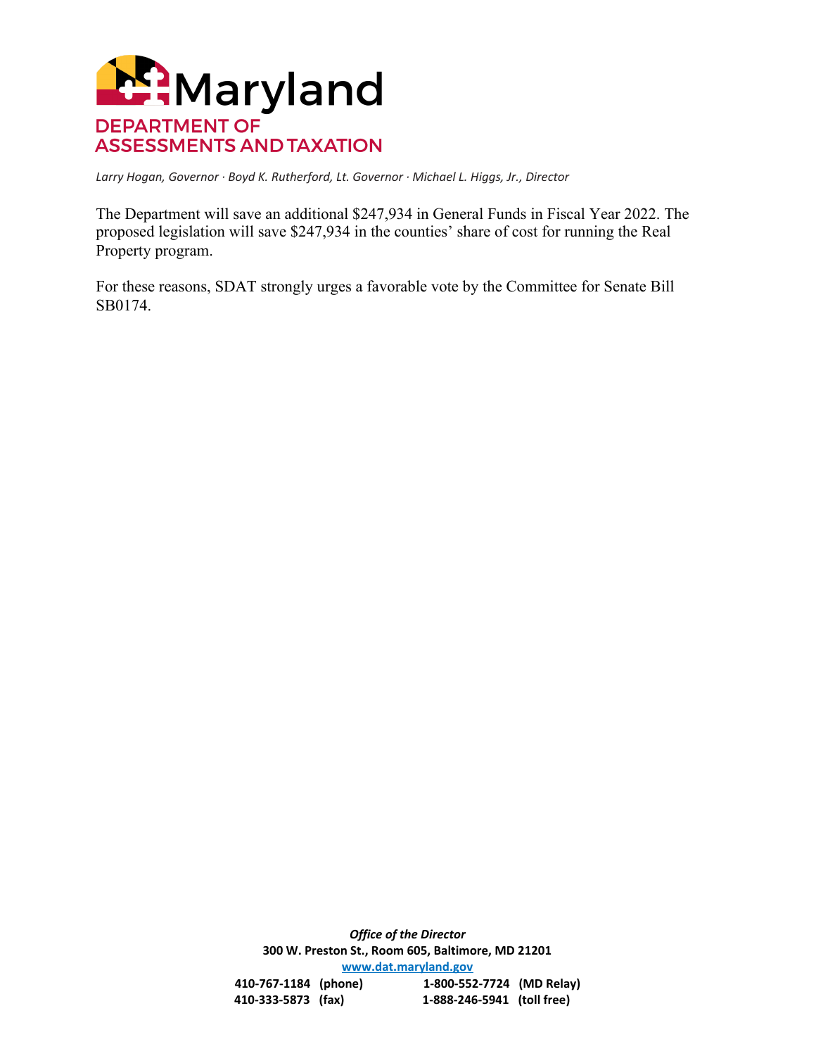# Maryland

## DEPARTMENT OF ASSESSMENTS AND TAXATION

*Larry Hogan, Governor · Boyd K. Rutherford, Lt. Governor · Michael L. Higgs, Jr., Director*

The Department will save an additional $247,934 in General Funds in Fiscal Year 2022. The proposed legislation will save $247,934 in the counties' share of cost for running the Real Property program.

For these reasons, SDAT strongly urges a favorable vote by the Committee for Senate Bill SB0174.

***Office of the Director***
**300 W. Preston St., Room 605, Baltimore, MD 21201**
**www.dat.maryland.gov**
**410-767-1184 (phone) 1-800-552-7724 (MD Relay)**
**410-333-5873 (fax) 1-888-246-5941 (toll free)**